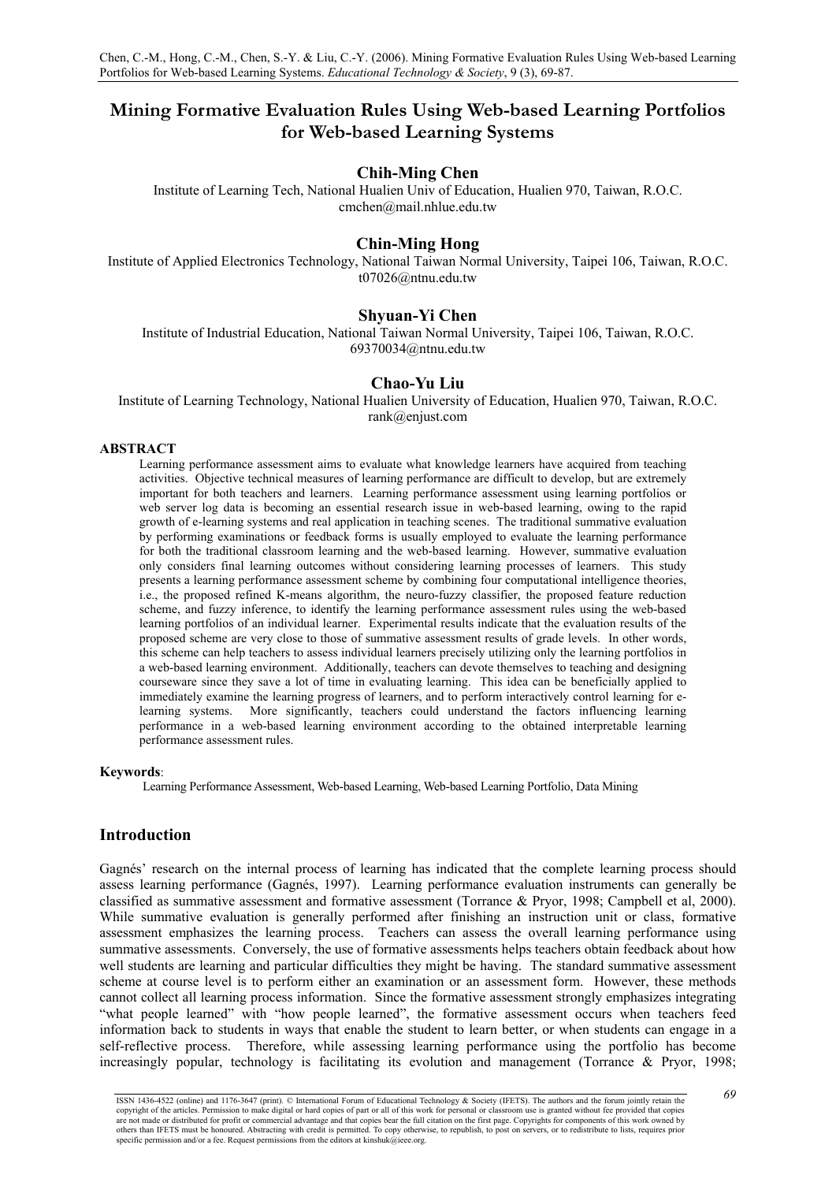Chen, C.-M., Hong, C.-M., Chen, S.-Y. & Liu, C.-Y. (2006). Mining Formative Evaluation Rules Using Web-based Learning Portfolios for Web-based Learning Systems. *Educational Technology & Society*, 9 (3), 69-87.

# Mining Formative Evaluation Rules Using Web-based Learning Portfolios for Web-based Learning Systems

### Chih-Ming Chen

Institute of Learning Tech, National Hualien Univ of Education, Hualien 970, Taiwan, R.O.C.
cmchen@mail.nhlue.edu.tw

### Chin-Ming Hong

Institute of Applied Electronics Technology, National Taiwan Normal University, Taipei 106, Taiwan, R.O.C.
t07026@ntnu.edu.tw

### Shyuan-Yi Chen

Institute of Industrial Education, National Taiwan Normal University, Taipei 106, Taiwan, R.O.C.
69370034@ntnu.edu.tw

### Chao-Yu Liu

Institute of Learning Technology, National Hualien University of Education, Hualien 970, Taiwan, R.O.C.
rank@enjust.com

**ABSTRACT**

Learning performance assessment aims to evaluate what knowledge learners have acquired from teaching activities. Objective technical measures of learning performance are difficult to develop, but are extremely important for both teachers and learners. Learning performance assessment using learning portfolios or web server log data is becoming an essential research issue in web-based learning, owing to the rapid growth of e-learning systems and real application in teaching scenes. The traditional summative evaluation by performing examinations or feedback forms is usually employed to evaluate the learning performance for both the traditional classroom learning and the web-based learning. However, summative evaluation only considers final learning outcomes without considering learning processes of learners. This study presents a learning performance assessment scheme by combining four computational intelligence theories, i.e., the proposed refined K-means algorithm, the neuro-fuzzy classifier, the proposed feature reduction scheme, and fuzzy inference, to identify the learning performance assessment rules using the web-based learning portfolios of an individual learner. Experimental results indicate that the evaluation results of the proposed scheme are very close to those of summative assessment results of grade levels. In other words, this scheme can help teachers to assess individual learners precisely utilizing only the learning portfolios in a web-based learning environment. Additionally, teachers can devote themselves to teaching and designing courseware since they save a lot of time in evaluating learning. This idea can be beneficially applied to immediately examine the learning progress of learners, and to perform interactively control learning for e-learning systems. More significantly, teachers could understand the factors influencing learning performance in a web-based learning environment according to the obtained interpretable learning performance assessment rules.

**Keywords**:

Learning Performance Assessment, Web-based Learning, Web-based Learning Portfolio, Data Mining

## Introduction

Gagnés' research on the internal process of learning has indicated that the complete learning process should assess learning performance (Gagnés, 1997). Learning performance evaluation instruments can generally be classified as summative assessment and formative assessment (Torrance & Pryor, 1998; Campbell et al, 2000). While summative evaluation is generally performed after finishing an instruction unit or class, formative assessment emphasizes the learning process. Teachers can assess the overall learning performance using summative assessments. Conversely, the use of formative assessments helps teachers obtain feedback about how well students are learning and particular difficulties they might be having. The standard summative assessment scheme at course level is to perform either an examination or an assessment form. However, these methods cannot collect all learning process information. Since the formative assessment strongly emphasizes integrating "what people learned" with "how people learned", the formative assessment occurs when teachers feed information back to students in ways that enable the student to learn better, or when students can engage in a self-reflective process. Therefore, while assessing learning performance using the portfolio has become increasingly popular, technology is facilitating its evolution and management (Torrance & Pryor, 1998;

ISSN 1436-4522 (online) and 1176-3647 (print). © International Forum of Educational Technology & Society (IFETS). The authors and the forum jointly retain the copyright of the articles. Permission to make digital or hard copies of part or all of this work for personal or classroom use is granted without fee provided that copies are not made or distributed for profit or commercial advantage and that copies bear the full citation on the first page. Copyrights for components of this work owned by others than IFETS must be honoured. Abstracting with credit is permitted. To copy otherwise, to republish, to post on servers, or to redistribute to lists, requires prior specific permission and/or a fee. Request permissions from the editors at kinshuk@ieee.org.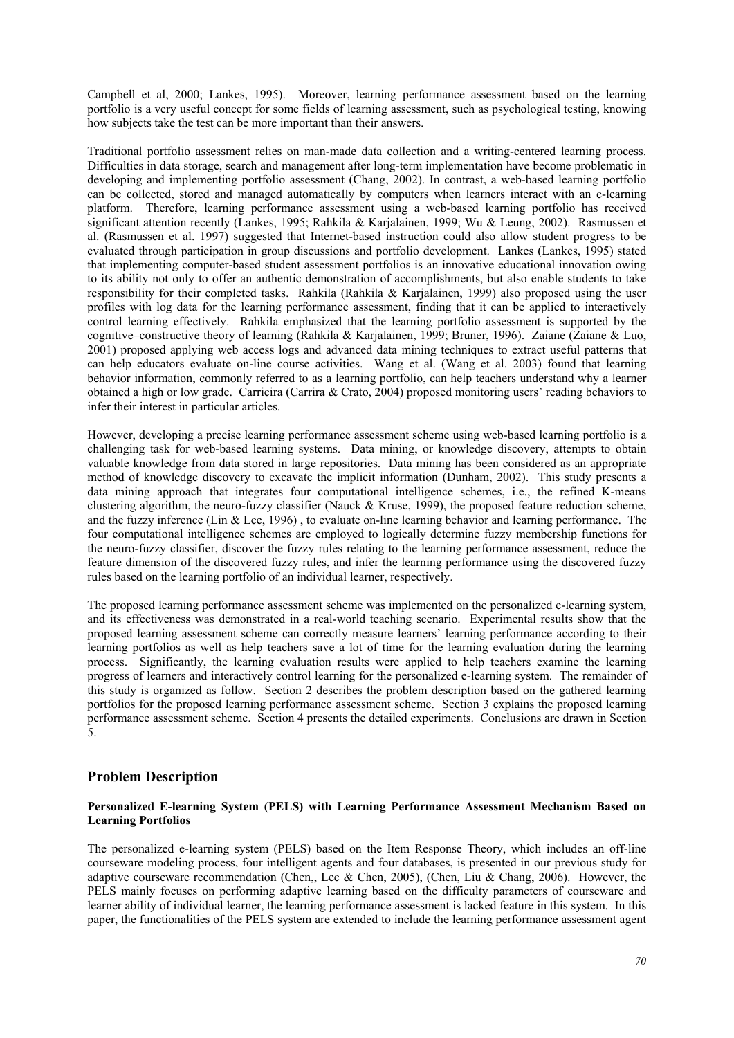Campbell et al, 2000; Lankes, 1995). Moreover, learning performance assessment based on the learning portfolio is a very useful concept for some fields of learning assessment, such as psychological testing, knowing how subjects take the test can be more important than their answers.

Traditional portfolio assessment relies on man-made data collection and a writing-centered learning process. Difficulties in data storage, search and management after long-term implementation have become problematic in developing and implementing portfolio assessment (Chang, 2002). In contrast, a web-based learning portfolio can be collected, stored and managed automatically by computers when learners interact with an e-learning platform. Therefore, learning performance assessment using a web-based learning portfolio has received significant attention recently (Lankes, 1995; Rahkila & Karjalainen, 1999; Wu & Leung, 2002). Rasmussen et al. (Rasmussen et al. 1997) suggested that Internet-based instruction could also allow student progress to be evaluated through participation in group discussions and portfolio development. Lankes (Lankes, 1995) stated that implementing computer-based student assessment portfolios is an innovative educational innovation owing to its ability not only to offer an authentic demonstration of accomplishments, but also enable students to take responsibility for their completed tasks. Rahkila (Rahkila & Karjalainen, 1999) also proposed using the user profiles with log data for the learning performance assessment, finding that it can be applied to interactively control learning effectively. Rahkila emphasized that the learning portfolio assessment is supported by the cognitive–constructive theory of learning (Rahkila & Karjalainen, 1999; Bruner, 1996). Zaiane (Zaiane & Luo, 2001) proposed applying web access logs and advanced data mining techniques to extract useful patterns that can help educators evaluate on-line course activities. Wang et al. (Wang et al. 2003) found that learning behavior information, commonly referred to as a learning portfolio, can help teachers understand why a learner obtained a high or low grade. Carrieira (Carrira & Crato, 2004) proposed monitoring users' reading behaviors to infer their interest in particular articles.

However, developing a precise learning performance assessment scheme using web-based learning portfolio is a challenging task for web-based learning systems. Data mining, or knowledge discovery, attempts to obtain valuable knowledge from data stored in large repositories. Data mining has been considered as an appropriate method of knowledge discovery to excavate the implicit information (Dunham, 2002). This study presents a data mining approach that integrates four computational intelligence schemes, i.e., the refined K-means clustering algorithm, the neuro-fuzzy classifier (Nauck & Kruse, 1999), the proposed feature reduction scheme, and the fuzzy inference (Lin & Lee, 1996) , to evaluate on-line learning behavior and learning performance. The four computational intelligence schemes are employed to logically determine fuzzy membership functions for the neuro-fuzzy classifier, discover the fuzzy rules relating to the learning performance assessment, reduce the feature dimension of the discovered fuzzy rules, and infer the learning performance using the discovered fuzzy rules based on the learning portfolio of an individual learner, respectively.

The proposed learning performance assessment scheme was implemented on the personalized e-learning system, and its effectiveness was demonstrated in a real-world teaching scenario. Experimental results show that the proposed learning assessment scheme can correctly measure learners' learning performance according to their learning portfolios as well as help teachers save a lot of time for the learning evaluation during the learning process. Significantly, the learning evaluation results were applied to help teachers examine the learning progress of learners and interactively control learning for the personalized e-learning system. The remainder of this study is organized as follow. Section 2 describes the problem description based on the gathered learning portfolios for the proposed learning performance assessment scheme. Section 3 explains the proposed learning performance assessment scheme. Section 4 presents the detailed experiments. Conclusions are drawn in Section 5.

## Problem Description

### Personalized E-learning System (PELS) with Learning Performance Assessment Mechanism Based on Learning Portfolios

The personalized e-learning system (PELS) based on the Item Response Theory, which includes an off-line courseware modeling process, four intelligent agents and four databases, is presented in our previous study for adaptive courseware recommendation (Chen,, Lee & Chen, 2005), (Chen, Liu & Chang, 2006). However, the PELS mainly focuses on performing adaptive learning based on the difficulty parameters of courseware and learner ability of individual learner, the learning performance assessment is lacked feature in this system. In this paper, the functionalities of the PELS system are extended to include the learning performance assessment agent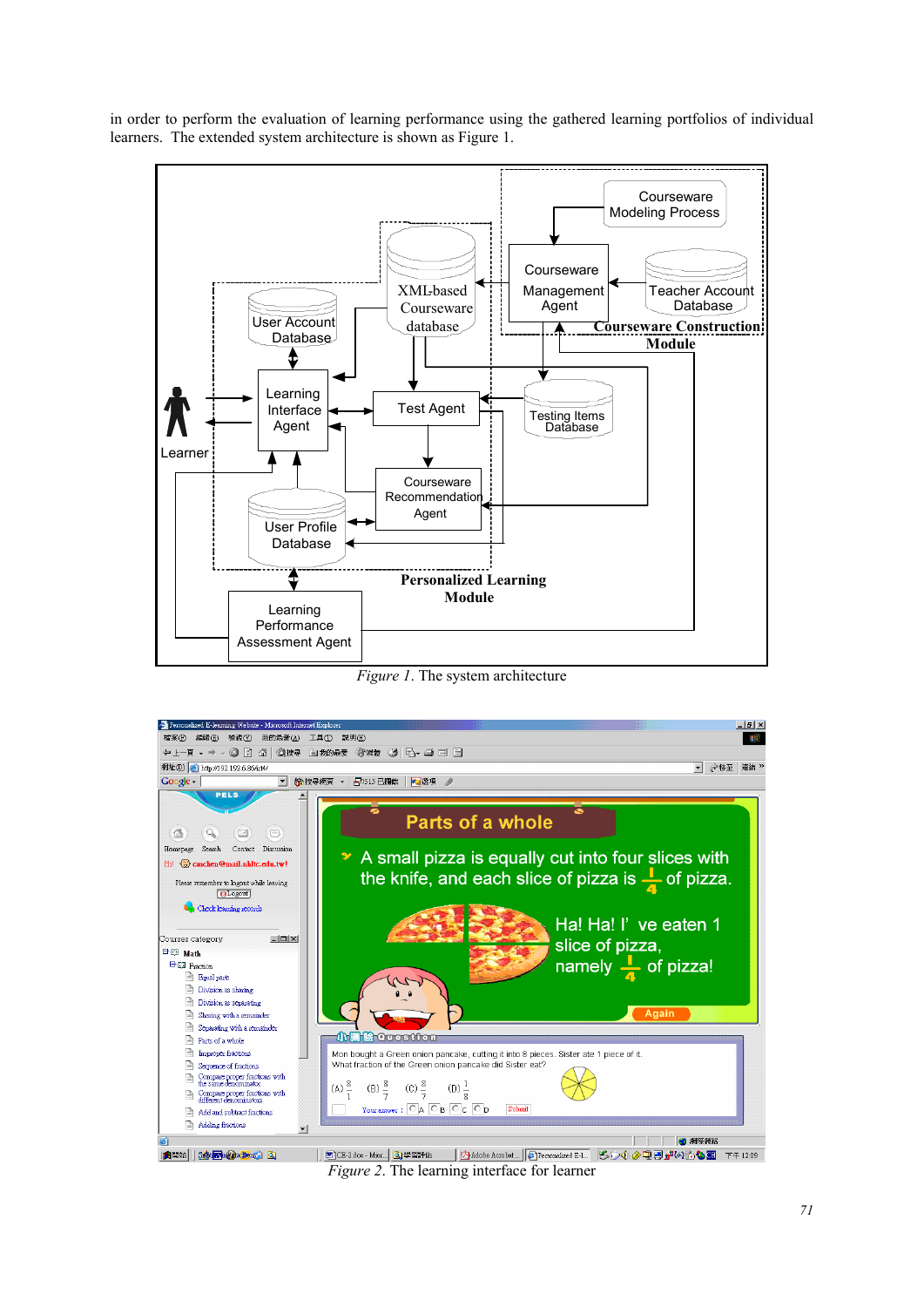in order to perform the evaluation of learning performance using the gathered learning portfolios of individual learners. The extended system architecture is shown as Figure 1.

*Figure 1*. The system architecture

*Figure 2*. The learning interface for learner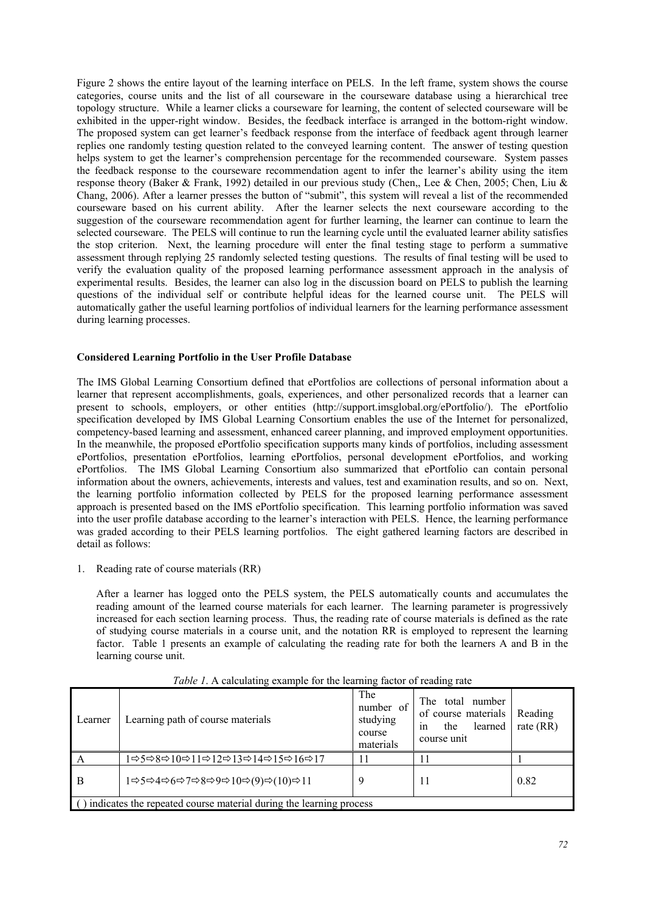Figure 2 shows the entire layout of the learning interface on PELS. In the left frame, system shows the course categories, course units and the list of all courseware in the courseware database using a hierarchical tree topology structure. While a learner clicks a courseware for learning, the content of selected courseware will be exhibited in the upper-right window. Besides, the feedback interface is arranged in the bottom-right window. The proposed system can get learner's feedback response from the interface of feedback agent through learner replies one randomly testing question related to the conveyed learning content. The answer of testing question helps system to get the learner's comprehension percentage for the recommended courseware. System passes the feedback response to the courseware recommendation agent to infer the learner's ability using the item response theory (Baker & Frank, 1992) detailed in our previous study (Chen,, Lee & Chen, 2005; Chen, Liu & Chang, 2006). After a learner presses the button of "submit", this system will reveal a list of the recommended courseware based on his current ability. After the learner selects the next courseware according to the suggestion of the courseware recommendation agent for further learning, the learner can continue to learn the selected courseware. The PELS will continue to run the learning cycle until the evaluated learner ability satisfies the stop criterion. Next, the learning procedure will enter the final testing stage to perform a summative assessment through replying 25 randomly selected testing questions. The results of final testing will be used to verify the evaluation quality of the proposed learning performance assessment approach in the analysis of experimental results. Besides, the learner can also log in the discussion board on PELS to publish the learning questions of the individual self or contribute helpful ideas for the learned course unit. The PELS will automatically gather the useful learning portfolios of individual learners for the learning performance assessment during learning processes.

### Considered Learning Portfolio in the User Profile Database

The IMS Global Learning Consortium defined that ePortfolios are collections of personal information about a learner that represent accomplishments, goals, experiences, and other personalized records that a learner can present to schools, employers, or other entities (http://support.imsglobal.org/ePortfolio/). The ePortfolio specification developed by IMS Global Learning Consortium enables the use of the Internet for personalized, competency-based learning and assessment, enhanced career planning, and improved employment opportunities. In the meanwhile, the proposed ePortfolio specification supports many kinds of portfolios, including assessment ePortfolios, presentation ePortfolios, learning ePortfolios, personal development ePortfolios, and working ePortfolios. The IMS Global Learning Consortium also summarized that ePortfolio can contain personal information about the owners, achievements, interests and values, test and examination results, and so on. Next, the learning portfolio information collected by PELS for the proposed learning performance assessment approach is presented based on the IMS ePortfolio specification. This learning portfolio information was saved into the user profile database according to the learner's interaction with PELS. Hence, the learning performance was graded according to their PELS learning portfolios. The eight gathered learning factors are described in detail as follows:

1. Reading rate of course materials (RR)

   After a learner has logged onto the PELS system, the PELS automatically counts and accumulates the reading amount of the learned course materials for each learner. The learning parameter is progressively increased for each section learning process. Thus, the reading rate of course materials is defined as the rate of studying course materials in a course unit, and the notation RR is employed to represent the learning factor. Table 1 presents an example of calculating the reading rate for both the learners A and B in the learning course unit.

*Table 1*. A calculating example for the learning factor of reading rate

| Learner | Learning path of course materials | The number of studying course materials | The total number of course materials in the learned course unit | Reading rate (RR) |
|---|---|---|---|---|
| A | 1⇨5⇨8⇨10⇨11⇨12⇨13⇨14⇨15⇨16⇨17 | 11 | 11 | 1 |
| B | 1⇨5⇨4⇨6⇨7⇨8⇨9⇨10⇨(9)⇨(10)⇨11 | 9 | 11 | 0.82 |
| ( ) indicates the repeated course material during the learning process | | | | |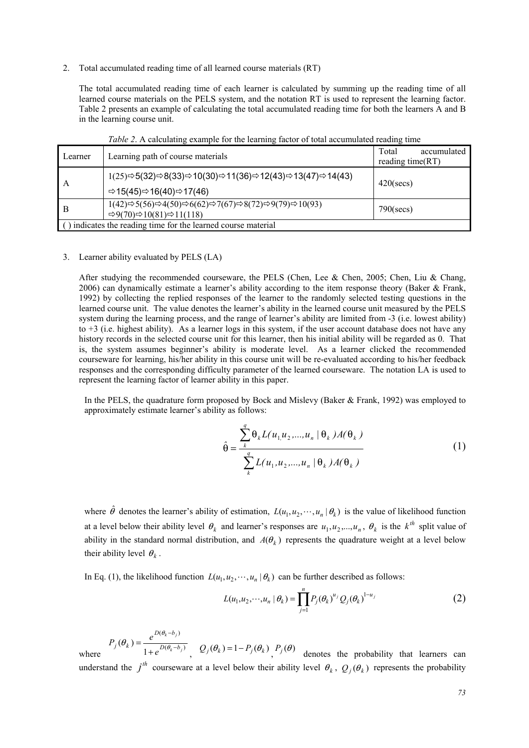2. Total accumulated reading time of all learned course materials (RT)

   The total accumulated reading time of each learner is calculated by summing up the reading time of all learned course materials on the PELS system, and the notation RT is used to represent the learning factor. Table 2 presents an example of calculating the total accumulated reading time for both the learners A and B in the learning course unit.

*Table 2*. A calculating example for the learning factor of total accumulated reading time

| Learner | Learning path of course materials | Total accumulated reading time(RT) |
|---|---|---|
| A | 1(25)⇨5(32)⇨8(33)⇨10(30)⇨11(36)⇨12(43)⇨13(47)⇨14(43) ⇨15(45)⇨16(40)⇨17(46) | 420(secs) |
| B | 1(42)⇨5(56)⇨4(50)⇨6(62)⇨7(67)⇨8(72)⇨9(79)⇨10(93) ⇨9(70)⇨10(81)⇨11(118) | 790(secs) |
| ( ) indicates the reading time for the learned course material | | |

3. Learner ability evaluated by PELS (LA)

   After studying the recommended courseware, the PELS (Chen, Lee & Chen, 2005; Chen, Liu & Chang, 2006) can dynamically estimate a learner's ability according to the item response theory (Baker & Frank, 1992) by collecting the replied responses of the learner to the randomly selected testing questions in the learned course unit. The value denotes the learner's ability in the learned course unit measured by the PELS system during the learning process, and the range of learner's ability are limited from -3 (i.e. lowest ability) to +3 (i.e. highest ability). As a learner logs in this system, if the user account database does not have any history records in the selected course unit for this learner, then his initial ability will be regarded as 0. That is, the system assumes beginner's ability is moderate level. As a learner clicked the recommended courseware for learning, his/her ability in this course unit will be re-evaluated according to his/her feedback responses and the corresponding difficulty parameter of the learned courseware. The notation LA is used to represent the learning factor of learner ability in this paper.

   In the PELS, the quadrature form proposed by Bock and Mislevy (Baker & Frank, 1992) was employed to approximately estimate learner's ability as follows:

$$\hat{\theta} = \frac{\sum_{k}^{q} \theta_k L(u_1, u_2, ..., u_n \mid \theta_k) A(\theta_k)}{\sum_{k}^{q} L(u_1, u_2, ..., u_n \mid \theta_k) A(\theta_k)} \tag{1}$$

   where $\hat{\theta}$ denotes the learner's ability of estimation, $L(u_1, u_2, \cdots, u_n \mid \theta_k)$ is the value of likelihood function at a level below their ability level $\theta_k$ and learner's responses are $u_1, u_2, ..., u_n$, $\theta_k$ is the $k^{th}$ split value of ability in the standard normal distribution, and $A(\theta_k)$ represents the quadrature weight at a level below their ability level $\theta_k$.

   In Eq. (1), the likelihood function $L(u_1, u_2, \cdots, u_n \mid \theta_k)$ can be further described as follows:

$$L(u_1, u_2, \cdots, u_n \mid \theta_k) = \prod_{j=1}^{n} P_j(\theta_k)^{u_j} Q_j(\theta_k)^{1-u_j} \tag{2}$$

   where $P_j(\theta_k) = \frac{e^{D(\theta_k - b_j)}}{1 + e^{D(\theta_k - b_j)}}$, $Q_j(\theta_k) = 1 - P_j(\theta_k)$, $P_j(\theta)$ denotes the probability that learners can understand the $j^{th}$ courseware at a level below their ability level $\theta_k$, $Q_j(\theta_k)$ represents the probability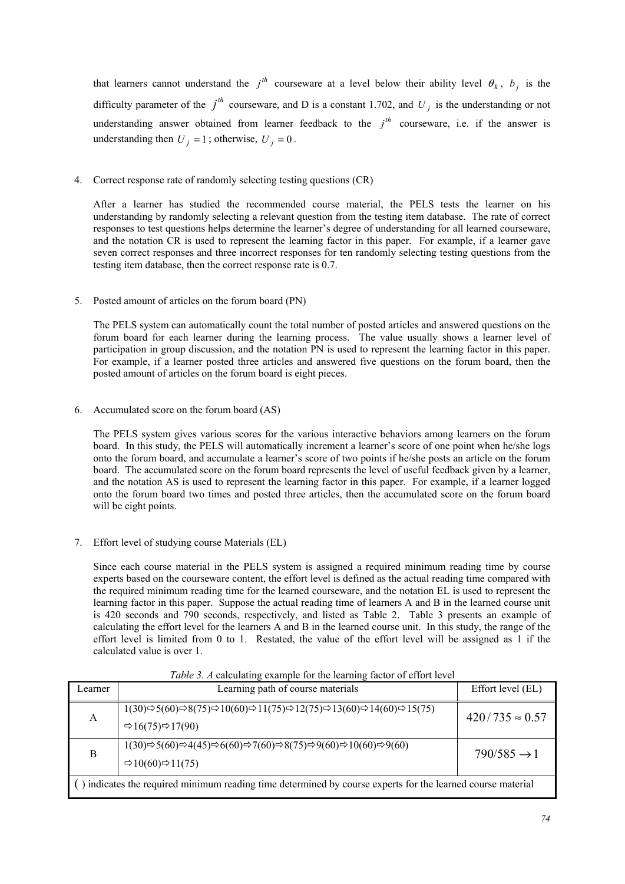that learners cannot understand the $j^{th}$ courseware at a level below their ability level $\theta_k$, $b_j$ is the difficulty parameter of the $j^{th}$ courseware, and D is a constant 1.702, and $U_j$ is the understanding or not understanding answer obtained from learner feedback to the $j^{th}$ courseware, i.e. if the answer is understanding then $U_j = 1$; otherwise, $U_j = 0$.

4. Correct response rate of randomly selecting testing questions (CR)

   After a learner has studied the recommended course material, the PELS tests the learner on his understanding by randomly selecting a relevant question from the testing item database. The rate of correct responses to test questions helps determine the learner's degree of understanding for all learned courseware, and the notation CR is used to represent the learning factor in this paper. For example, if a learner gave seven correct responses and three incorrect responses for ten randomly selecting testing questions from the testing item database, then the correct response rate is 0.7.

5. Posted amount of articles on the forum board (PN)

   The PELS system can automatically count the total number of posted articles and answered questions on the forum board for each learner during the learning process. The value usually shows a learner level of participation in group discussion, and the notation PN is used to represent the learning factor in this paper. For example, if a learner posted three articles and answered five questions on the forum board, then the posted amount of articles on the forum board is eight pieces.

6. Accumulated score on the forum board (AS)

   The PELS system gives various scores for the various interactive behaviors among learners on the forum board. In this study, the PELS will automatically increment a learner's score of one point when he/she logs onto the forum board, and accumulate a learner's score of two points if he/she posts an article on the forum board. The accumulated score on the forum board represents the level of useful feedback given by a learner, and the notation AS is used to represent the learning factor in this paper. For example, if a learner logged onto the forum board two times and posted three articles, then the accumulated score on the forum board will be eight points.

7. Effort level of studying course Materials (EL)

   Since each course material in the PELS system is assigned a required minimum reading time by course experts based on the courseware content, the effort level is defined as the actual reading time compared with the required minimum reading time for the learned courseware, and the notation EL is used to represent the learning factor in this paper. Suppose the actual reading time of learners A and B in the learned course unit is 420 seconds and 790 seconds, respectively, and listed as Table 2. Table 3 presents an example of calculating the effort level for the learners A and B in the learned course unit. In this study, the range of the effort level is limited from 0 to 1. Restated, the value of the effort level will be assigned as 1 if the calculated value is over 1.

*Table 3. A* calculating example for the learning factor of effort level

| Learner | Learning path of course materials | Effort level (EL) |
|---|---|---|
| A | 1(30)⇨5(60)⇨8(75)⇨10(60)⇨11(75)⇨12(75)⇨13(60)⇨14(60)⇨15(75) ⇨16(75)⇨17(90) | $420/735 \approx 0.57$ |
| B | 1(30)⇨5(60)⇨4(45)⇨6(60)⇨7(60)⇨8(75)⇨9(60)⇨10(60)⇨9(60) ⇨10(60)⇨11(75) | $790/585 \rightarrow 1$ |
| ( ) indicates the required minimum reading time determined by course experts for the learned course material | | |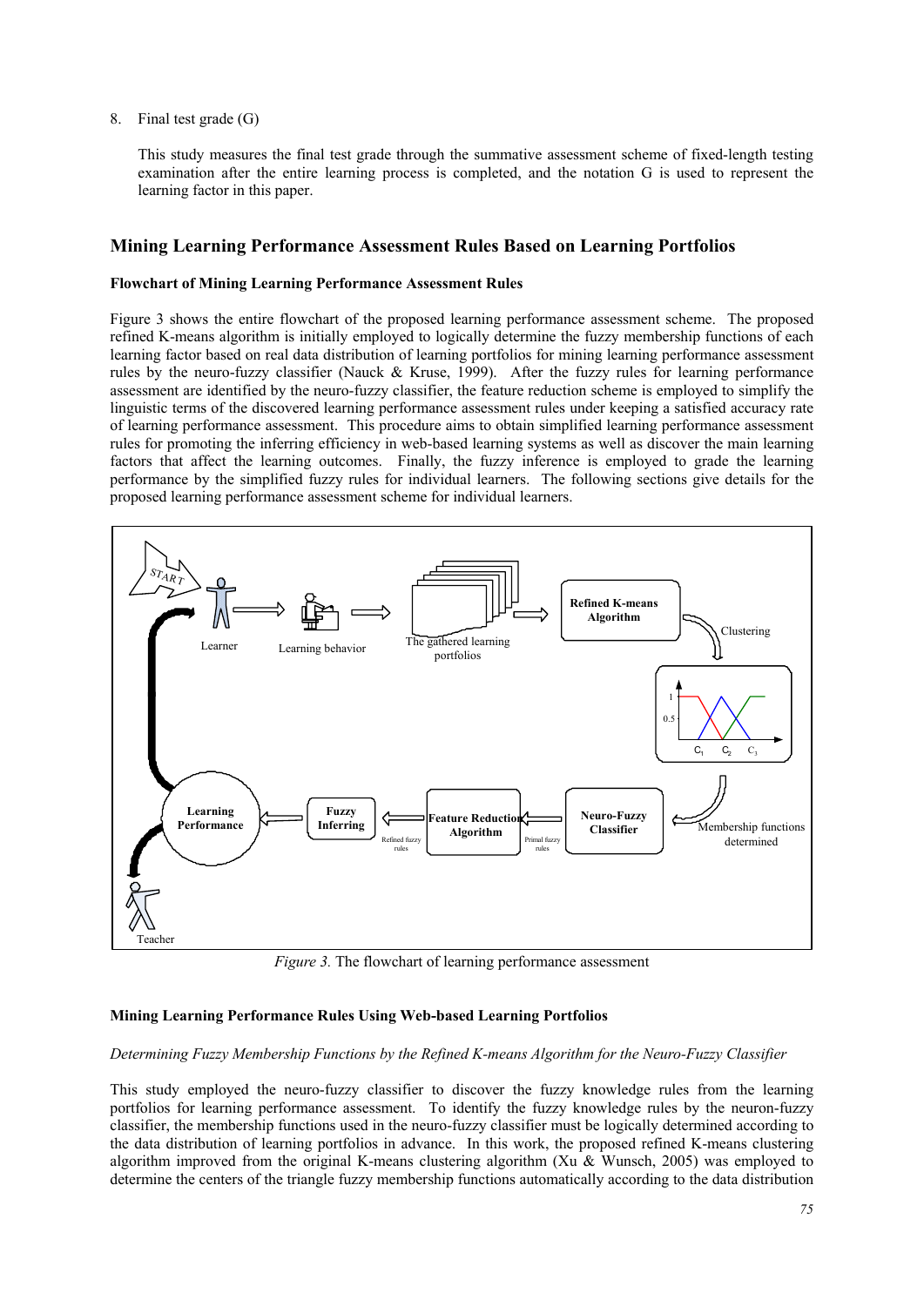8. Final test grade (G)

   This study measures the final test grade through the summative assessment scheme of fixed-length testing examination after the entire learning process is completed, and the notation G is used to represent the learning factor in this paper.

## Mining Learning Performance Assessment Rules Based on Learning Portfolios

### Flowchart of Mining Learning Performance Assessment Rules

Figure 3 shows the entire flowchart of the proposed learning performance assessment scheme. The proposed refined K-means algorithm is initially employed to logically determine the fuzzy membership functions of each learning factor based on real data distribution of learning portfolios for mining learning performance assessment rules by the neuro-fuzzy classifier (Nauck & Kruse, 1999). After the fuzzy rules for learning performance assessment are identified by the neuro-fuzzy classifier, the feature reduction scheme is employed to simplify the linguistic terms of the discovered learning performance assessment rules under keeping a satisfied accuracy rate of learning performance assessment. This procedure aims to obtain simplified learning performance assessment rules for promoting the inferring efficiency in web-based learning systems as well as discover the main learning factors that affect the learning outcomes. Finally, the fuzzy inference is employed to grade the learning performance by the simplified fuzzy rules for individual learners. The following sections give details for the proposed learning performance assessment scheme for individual learners.

*Figure 3.* The flowchart of learning performance assessment

### Mining Learning Performance Rules Using Web-based Learning Portfolios

*Determining Fuzzy Membership Functions by the Refined K-means Algorithm for the Neuro-Fuzzy Classifier*

This study employed the neuro-fuzzy classifier to discover the fuzzy knowledge rules from the learning portfolios for learning performance assessment. To identify the fuzzy knowledge rules by the neuron-fuzzy classifier, the membership functions used in the neuro-fuzzy classifier must be logically determined according to the data distribution of learning portfolios in advance. In this work, the proposed refined K-means clustering algorithm improved from the original K-means clustering algorithm (Xu & Wunsch, 2005) was employed to determine the centers of the triangle fuzzy membership functions automatically according to the data distribution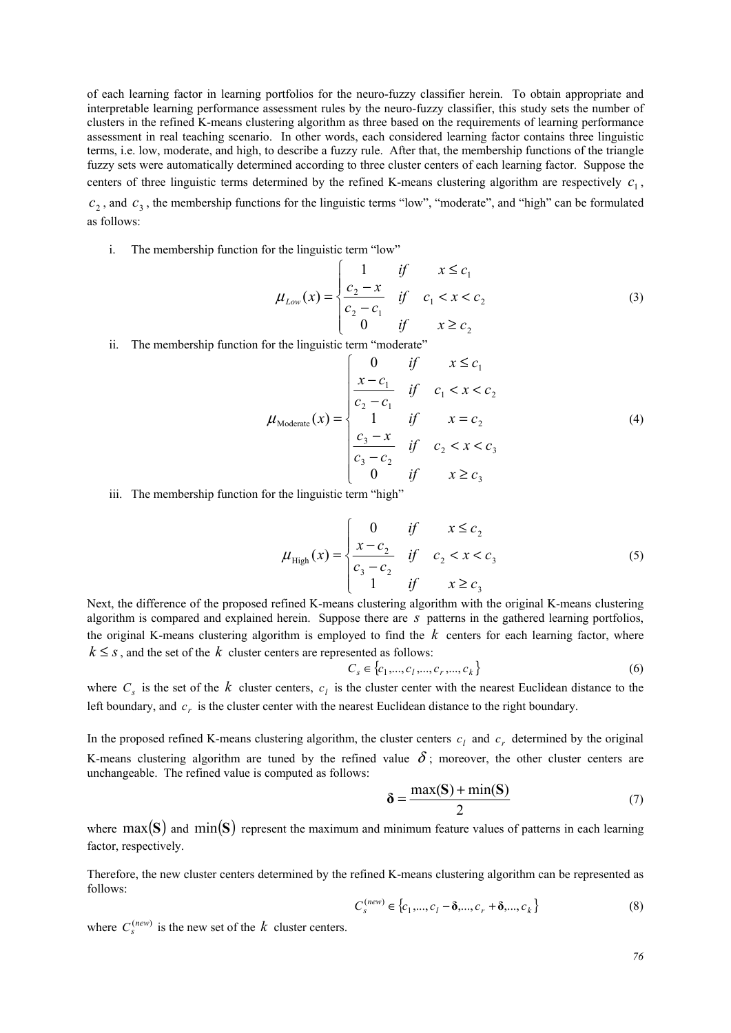of each learning factor in learning portfolios for the neuro-fuzzy classifier herein. To obtain appropriate and interpretable learning performance assessment rules by the neuro-fuzzy classifier, this study sets the number of clusters in the refined K-means clustering algorithm as three based on the requirements of learning performance assessment in real teaching scenario. In other words, each considered learning factor contains three linguistic terms, i.e. low, moderate, and high, to describe a fuzzy rule. After that, the membership functions of the triangle fuzzy sets were automatically determined according to three cluster centers of each learning factor. Suppose the centers of three linguistic terms determined by the refined K-means clustering algorithm are respectively $c_1$, $c_2$, and $c_3$, the membership functions for the linguistic terms "low", "moderate", and "high" can be formulated as follows:

i. The membership function for the linguistic term "low"

$$\mu_{Low}(x) = \begin{cases} 1 & if \quad x \le c_1 \\ \dfrac{c_2 - x}{c_2 - c_1} & if \quad c_1 < x < c_2 \\ 0 & if \quad x \ge c_2 \end{cases} \tag{3}$$

ii. The membership function for the linguistic term "moderate"

$$\mu_{\text{Moderate}}(x) = \begin{cases} 0 & if \quad x \le c_1 \\ \dfrac{x - c_1}{c_2 - c_1} & if \quad c_1 < x < c_2 \\ 1 & if \quad x = c_2 \\ \dfrac{c_3 - x}{c_3 - c_2} & if \quad c_2 < x < c_3 \\ 0 & if \quad x \ge c_3 \end{cases} \tag{4}$$

iii. The membership function for the linguistic term "high"

$$\mu_{\text{High}}(x) = \begin{cases} 0 & if \quad x \le c_2 \\ \dfrac{x - c_2}{c_3 - c_2} & if \quad c_2 < x < c_3 \\ 1 & if \quad x \ge c_3 \end{cases} \tag{5}$$

Next, the difference of the proposed refined K-means clustering algorithm with the original K-means clustering algorithm is compared and explained herein. Suppose there are $s$ patterns in the gathered learning portfolios, the original K-means clustering algorithm is employed to find the $k$ centers for each learning factor, where $k \le s$, and the set of the $k$ cluster centers are represented as follows:

$$C_s \in \{c_1, ..., c_l, ..., c_r, ..., c_k\} \tag{6}$$

where $C_s$ is the set of the $k$ cluster centers, $c_l$ is the cluster center with the nearest Euclidean distance to the left boundary, and $c_r$ is the cluster center with the nearest Euclidean distance to the right boundary.

In the proposed refined K-means clustering algorithm, the cluster centers $c_l$ and $c_r$ determined by the original K-means clustering algorithm are tuned by the refined value $\delta$; moreover, the other cluster centers are unchangeable. The refined value is computed as follows:

$$\boldsymbol{\delta} = \frac{\max(\mathbf{S}) + \min(\mathbf{S})}{2} \tag{7}$$

where $\max(\mathbf{S})$ and $\min(\mathbf{S})$ represent the maximum and minimum feature values of patterns in each learning factor, respectively.

Therefore, the new cluster centers determined by the refined K-means clustering algorithm can be represented as follows:

$$C_s^{(new)} \in \{c_1, ..., c_l - \boldsymbol{\delta}, ..., c_r + \boldsymbol{\delta}, ..., c_k\} \tag{8}$$

where $C_s^{(new)}$ is the new set of the $k$ cluster centers.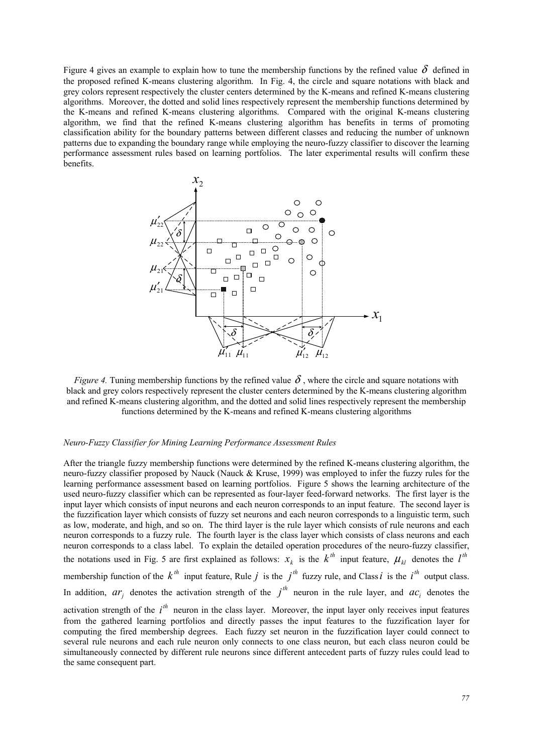Figure 4 gives an example to explain how to tune the membership functions by the refined value $\delta$ defined in the proposed refined K-means clustering algorithm. In Fig. 4, the circle and square notations with black and grey colors represent respectively the cluster centers determined by the K-means and refined K-means clustering algorithms. Moreover, the dotted and solid lines respectively represent the membership functions determined by the K-means and refined K-means clustering algorithms. Compared with the original K-means clustering algorithm, we find that the refined K-means clustering algorithm has benefits in terms of promoting classification ability for the boundary patterns between different classes and reducing the number of unknown patterns due to expanding the boundary range while employing the neuro-fuzzy classifier to discover the learning performance assessment rules based on learning portfolios. The later experimental results will confirm these benefits.

*Figure 4.* Tuning membership functions by the refined value $\delta$, where the circle and square notations with black and grey colors respectively represent the cluster centers determined by the K-means clustering algorithm and refined K-means clustering algorithm, and the dotted and solid lines respectively represent the membership functions determined by the K-means and refined K-means clustering algorithms

*Neuro-Fuzzy Classifier for Mining Learning Performance Assessment Rules*

After the triangle fuzzy membership functions were determined by the refined K-means clustering algorithm, the neuro-fuzzy classifier proposed by Nauck (Nauck & Kruse, 1999) was employed to infer the fuzzy rules for the learning performance assessment based on learning portfolios. Figure 5 shows the learning architecture of the used neuro-fuzzy classifier which can be represented as four-layer feed-forward networks. The first layer is the input layer which consists of input neurons and each neuron corresponds to an input feature. The second layer is the fuzzification layer which consists of fuzzy set neurons and each neuron corresponds to a linguistic term, such as low, moderate, and high, and so on. The third layer is the rule layer which consists of rule neurons and each neuron corresponds to a fuzzy rule. The fourth layer is the class layer which consists of class neurons and each neuron corresponds to a class label. To explain the detailed operation procedures of the neuro-fuzzy classifier, the notations used in Fig. 5 are first explained as follows: $x_k$ is the $k^{th}$ input feature, $\mu_{kl}$ denotes the $l^{th}$ membership function of the $k^{th}$ input feature, Rule $j$ is the $j^{th}$ fuzzy rule, and Class $i$ is the $i^{th}$ output class. In addition, $ar_j$ denotes the activation strength of the $j^{th}$ neuron in the rule layer, and $ac_i$ denotes the activation strength of the $i^{th}$ neuron in the class layer. Moreover, the input layer only receives input features from the gathered learning portfolios and directly passes the input features to the fuzzification layer for computing the fired membership degrees. Each fuzzy set neuron in the fuzzification layer could connect to several rule neurons and each rule neuron only connects to one class neuron, but each class neuron could be simultaneously connected by different rule neurons since different antecedent parts of fuzzy rules could lead to the same consequent part.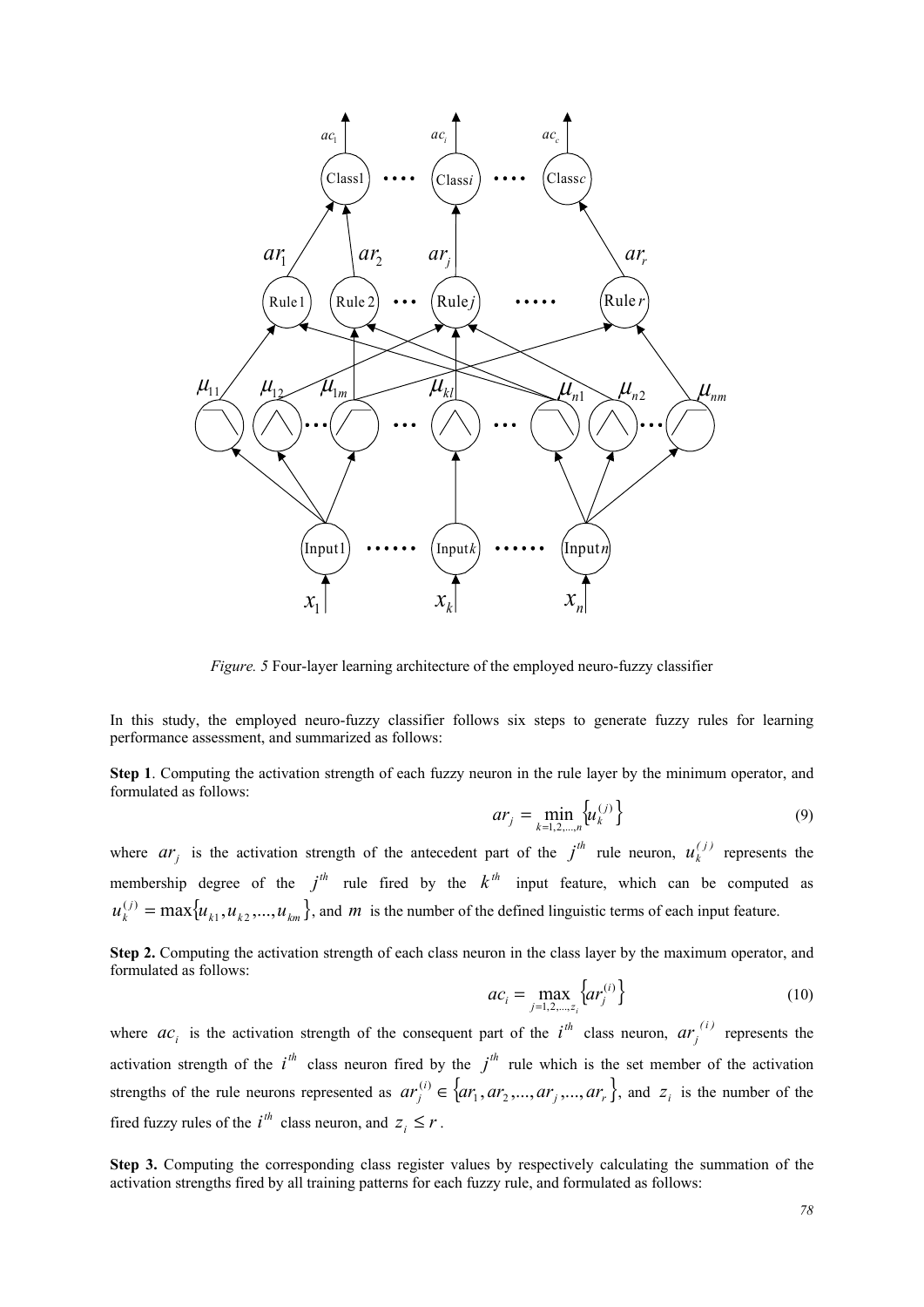*Figure. 5* Four-layer learning architecture of the employed neuro-fuzzy classifier

In this study, the employed neuro-fuzzy classifier follows six steps to generate fuzzy rules for learning performance assessment, and summarized as follows:

**Step 1**. Computing the activation strength of each fuzzy neuron in the rule layer by the minimum operator, and formulated as follows:

$$ar_j = \min_{k=1,2,\ldots,n} \left\{ u_k^{(j)} \right\} \tag{9}$$

where $ar_j$ is the activation strength of the antecedent part of the $j^{th}$ rule neuron, $u_k^{(j)}$ represents the membership degree of the $j^{th}$ rule fired by the $k^{th}$ input feature, which can be computed as $u_k^{(j)} = \max\{u_{k1}, u_{k2}, \ldots, u_{km}\}$, and $m$ is the number of the defined linguistic terms of each input feature.

**Step 2.** Computing the activation strength of each class neuron in the class layer by the maximum operator, and formulated as follows:

$$ac_i = \max_{j=1,2,\ldots,z_i} \left\{ ar_j^{(i)} \right\} \tag{10}$$

where $ac_i$ is the activation strength of the consequent part of the $i^{th}$ class neuron, $ar_j^{(i)}$ represents the activation strength of the $i^{th}$ class neuron fired by the $j^{th}$ rule which is the set member of the activation strengths of the rule neurons represented as $ar_j^{(i)} \in \{ar_1, ar_2, \ldots, ar_j, \ldots, ar_r\}$, and $z_i$ is the number of the fired fuzzy rules of the $i^{th}$ class neuron, and $z_i \leq r$.

**Step 3.** Computing the corresponding class register values by respectively calculating the summation of the activation strengths fired by all training patterns for each fuzzy rule, and formulated as follows: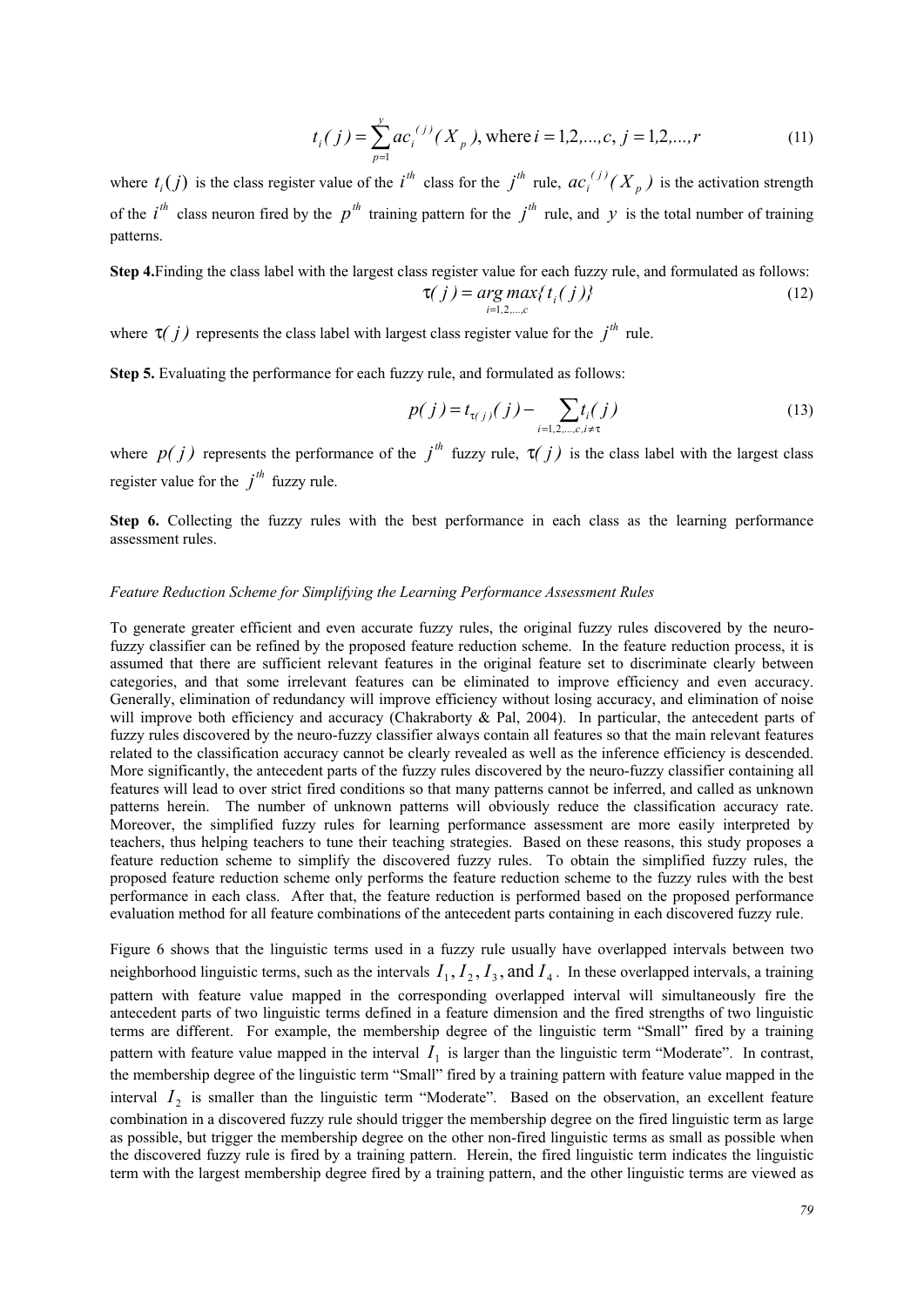$$t_i(j) = \sum_{p=1}^{y} ac_i^{(j)}(X_p), \text{ where } i = 1,2,...,c,\ j = 1,2,...,r \tag{11}$$

where $t_i(j)$ is the class register value of the $i^{th}$ class for the $j^{th}$ rule, $ac_i^{(j)}(X_p)$ is the activation strength of the $i^{th}$ class neuron fired by the $p^{th}$ training pattern for the $j^{th}$ rule, and $y$ is the total number of training patterns.

**Step 4.** Finding the class label with the largest class register value for each fuzzy rule, and formulated as follows:

$$\tau(j) = \underset{i=1,2,...,c}{arg\,max}\{t_i(j)\} \tag{12}$$

where $\tau(j)$ represents the class label with largest class register value for the $j^{th}$ rule.

**Step 5.** Evaluating the performance for each fuzzy rule, and formulated as follows:

$$p(j) = t_{\tau(j)}(j) - \sum_{i=1,2,...,c, i\neq\tau} t_i(j) \tag{13}$$

where $p(j)$ represents the performance of the $j^{th}$ fuzzy rule, $\tau(j)$ is the class label with the largest class register value for the $j^{th}$ fuzzy rule.

**Step 6.** Collecting the fuzzy rules with the best performance in each class as the learning performance assessment rules.

*Feature Reduction Scheme for Simplifying the Learning Performance Assessment Rules*

To generate greater efficient and even accurate fuzzy rules, the original fuzzy rules discovered by the neuro-fuzzy classifier can be refined by the proposed feature reduction scheme. In the feature reduction process, it is assumed that there are sufficient relevant features in the original feature set to discriminate clearly between categories, and that some irrelevant features can be eliminated to improve efficiency and even accuracy. Generally, elimination of redundancy will improve efficiency without losing accuracy, and elimination of noise will improve both efficiency and accuracy (Chakraborty & Pal, 2004). In particular, the antecedent parts of fuzzy rules discovered by the neuro-fuzzy classifier always contain all features so that the main relevant features related to the classification accuracy cannot be clearly revealed as well as the inference efficiency is descended. More significantly, the antecedent parts of the fuzzy rules discovered by the neuro-fuzzy classifier containing all features will lead to over strict fired conditions so that many patterns cannot be inferred, and called as unknown patterns herein. The number of unknown patterns will obviously reduce the classification accuracy rate. Moreover, the simplified fuzzy rules for learning performance assessment are more easily interpreted by teachers, thus helping teachers to tune their teaching strategies. Based on these reasons, this study proposes a feature reduction scheme to simplify the discovered fuzzy rules. To obtain the simplified fuzzy rules, the proposed feature reduction scheme only performs the feature reduction scheme to the fuzzy rules with the best performance in each class. After that, the feature reduction is performed based on the proposed performance evaluation method for all feature combinations of the antecedent parts containing in each discovered fuzzy rule.

Figure 6 shows that the linguistic terms used in a fuzzy rule usually have overlapped intervals between two neighborhood linguistic terms, such as the intervals $I_1, I_2, I_3$, and $I_4$. In these overlapped intervals, a training pattern with feature value mapped in the corresponding overlapped interval will simultaneously fire the antecedent parts of two linguistic terms defined in a feature dimension and the fired strengths of two linguistic terms are different. For example, the membership degree of the linguistic term "Small" fired by a training pattern with feature value mapped in the interval $I_1$ is larger than the linguistic term "Moderate". In contrast, the membership degree of the linguistic term "Small" fired by a training pattern with feature value mapped in the interval $I_2$ is smaller than the linguistic term "Moderate". Based on the observation, an excellent feature combination in a discovered fuzzy rule should trigger the membership degree on the fired linguistic term as large as possible, but trigger the membership degree on the other non-fired linguistic terms as small as possible when the discovered fuzzy rule is fired by a training pattern. Herein, the fired linguistic term indicates the linguistic term with the largest membership degree fired by a training pattern, and the other linguistic terms are viewed as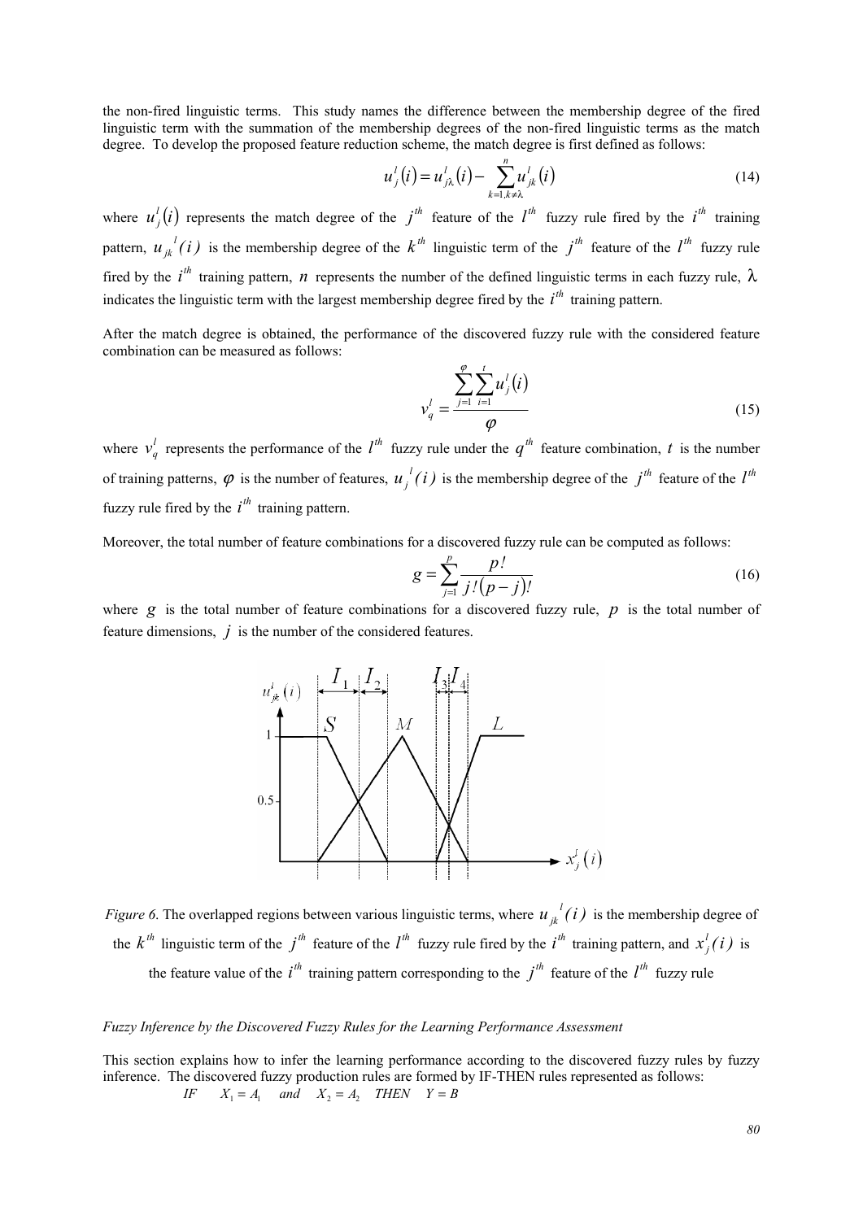the non-fired linguistic terms. This study names the difference between the membership degree of the fired linguistic term with the summation of the membership degrees of the non-fired linguistic terms as the match degree. To develop the proposed feature reduction scheme, the match degree is first defined as follows:

$$u_j^l(i) = u_{j\lambda}^l(i) - \sum_{k=1,k\neq\lambda}^{n} u_{jk}^l(i) \tag{14}$$

where $u_j^l(i)$ represents the match degree of the $j^{th}$ feature of the $l^{th}$ fuzzy rule fired by the $i^{th}$ training pattern, $u_{jk}^{l}(i)$ is the membership degree of the $k^{th}$ linguistic term of the $j^{th}$ feature of the $l^{th}$ fuzzy rule fired by the $i^{th}$ training pattern, $n$ represents the number of the defined linguistic terms in each fuzzy rule, $\lambda$ indicates the linguistic term with the largest membership degree fired by the $i^{th}$ training pattern.

After the match degree is obtained, the performance of the discovered fuzzy rule with the considered feature combination can be measured as follows:

$$v_q^l = \frac{\sum_{j=1}^{\varphi}\sum_{i=1}^{t} u_j^l(i)}{\varphi} \tag{15}$$

where $v_q^l$ represents the performance of the $l^{th}$ fuzzy rule under the $q^{th}$ feature combination, $t$ is the number of training patterns, $\varphi$ is the number of features, $u_j^{l}(i)$ is the membership degree of the $j^{th}$ feature of the $l^{th}$ fuzzy rule fired by the $i^{th}$ training pattern.

Moreover, the total number of feature combinations for a discovered fuzzy rule can be computed as follows:

$$g = \sum_{j=1}^{p} \frac{p!}{j!(p-j)!} \tag{16}$$

where $g$ is the total number of feature combinations for a discovered fuzzy rule, $p$ is the total number of feature dimensions, $j$ is the number of the considered features.

*Figure 6*. The overlapped regions between various linguistic terms, where $u_{jk}^{l}(i)$ is the membership degree of the $k^{th}$ linguistic term of the $j^{th}$ feature of the $l^{th}$ fuzzy rule fired by the $i^{th}$ training pattern, and $x_j^l(i)$ is the feature value of the $i^{th}$ training pattern corresponding to the $j^{th}$ feature of the $l^{th}$ fuzzy rule

*Fuzzy Inference by the Discovered Fuzzy Rules for the Learning Performance Assessment*

This section explains how to infer the learning performance according to the discovered fuzzy rules by fuzzy inference. The discovered fuzzy production rules are formed by IF-THEN rules represented as follows:

$IF \quad X_1 = A_1 \quad and \quad X_2 = A_2 \quad THEN \quad Y = B$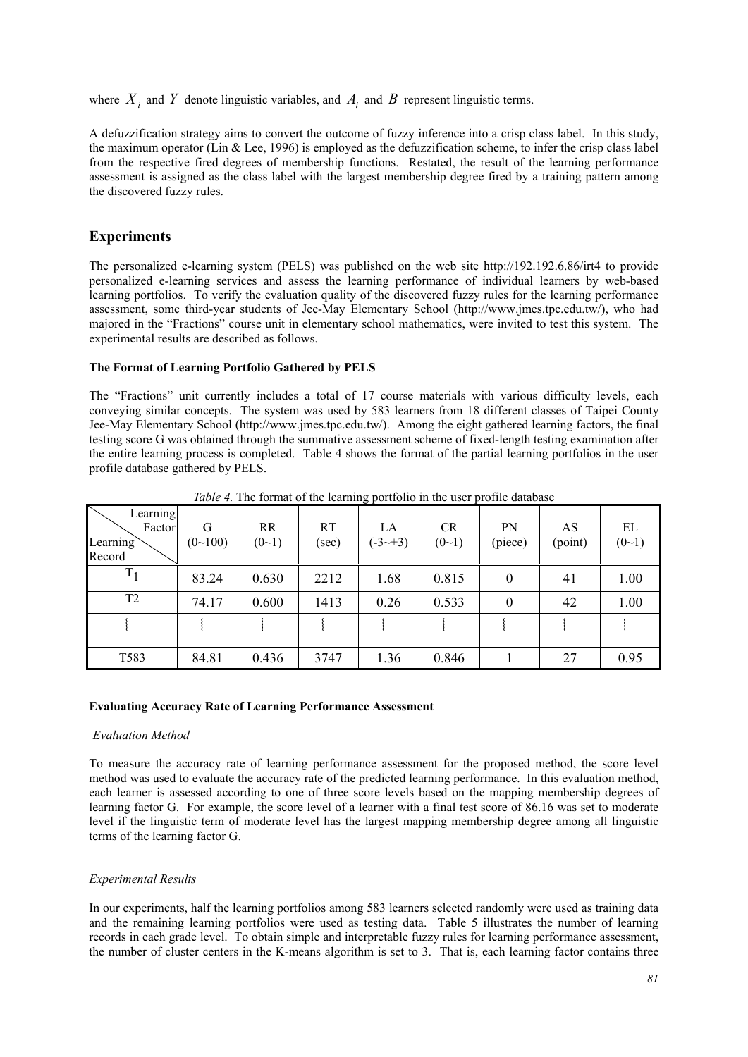where $X_i$ and $Y$ denote linguistic variables, and $A_i$ and $B$ represent linguistic terms.

A defuzzification strategy aims to convert the outcome of fuzzy inference into a crisp class label. In this study, the maximum operator (Lin & Lee, 1996) is employed as the defuzzification scheme, to infer the crisp class label from the respective fired degrees of membership functions. Restated, the result of the learning performance assessment is assigned as the class label with the largest membership degree fired by a training pattern among the discovered fuzzy rules.

## Experiments

The personalized e-learning system (PELS) was published on the web site http://192.192.6.86/irt4 to provide personalized e-learning services and assess the learning performance of individual learners by web-based learning portfolios. To verify the evaluation quality of the discovered fuzzy rules for the learning performance assessment, some third-year students of Jee-May Elementary School (http://www.jmes.tpc.edu.tw/), who had majored in the "Fractions" course unit in elementary school mathematics, were invited to test this system. The experimental results are described as follows.

### The Format of Learning Portfolio Gathered by PELS

The "Fractions" unit currently includes a total of 17 course materials with various difficulty levels, each conveying similar concepts. The system was used by 583 learners from 18 different classes of Taipei County Jee-May Elementary School (http://www.jmes.tpc.edu.tw/). Among the eight gathered learning factors, the final testing score G was obtained through the summative assessment scheme of fixed-length testing examination after the entire learning process is completed. Table 4 shows the format of the partial learning portfolios in the user profile database gathered by PELS.

*Table 4.* The format of the learning portfolio in the user profile database

| Learning Factor / Learning Record | G (0~100) | RR (0~1) | RT (sec) | LA (-3~+3) | CR (0~1) | PN (piece) | AS (point) | EL (0~1) |
|---|---|---|---|---|---|---|---|---|
| $T_1$ | 83.24 | 0.630 | 2212 | 1.68 | 0.815 | 0 | 41 | 1.00 |
| T2 | 74.17 | 0.600 | 1413 | 0.26 | 0.533 | 0 | 42 | 1.00 |
| ⋮ | ⋮ | ⋮ | ⋮ | ⋮ | ⋮ | ⋮ | ⋮ | ⋮ |
| T583 | 84.81 | 0.436 | 3747 | 1.36 | 0.846 | 1 | 27 | 0.95 |

### Evaluating Accuracy Rate of Learning Performance Assessment

#### *Evaluation Method*

To measure the accuracy rate of learning performance assessment for the proposed method, the score level method was used to evaluate the accuracy rate of the predicted learning performance. In this evaluation method, each learner is assessed according to one of three score levels based on the mapping membership degrees of learning factor G. For example, the score level of a learner with a final test score of 86.16 was set to moderate level if the linguistic term of moderate level has the largest mapping membership degree among all linguistic terms of the learning factor G.

#### *Experimental Results*

In our experiments, half the learning portfolios among 583 learners selected randomly were used as training data and the remaining learning portfolios were used as testing data. Table 5 illustrates the number of learning records in each grade level. To obtain simple and interpretable fuzzy rules for learning performance assessment, the number of cluster centers in the K-means algorithm is set to 3. That is, each learning factor contains three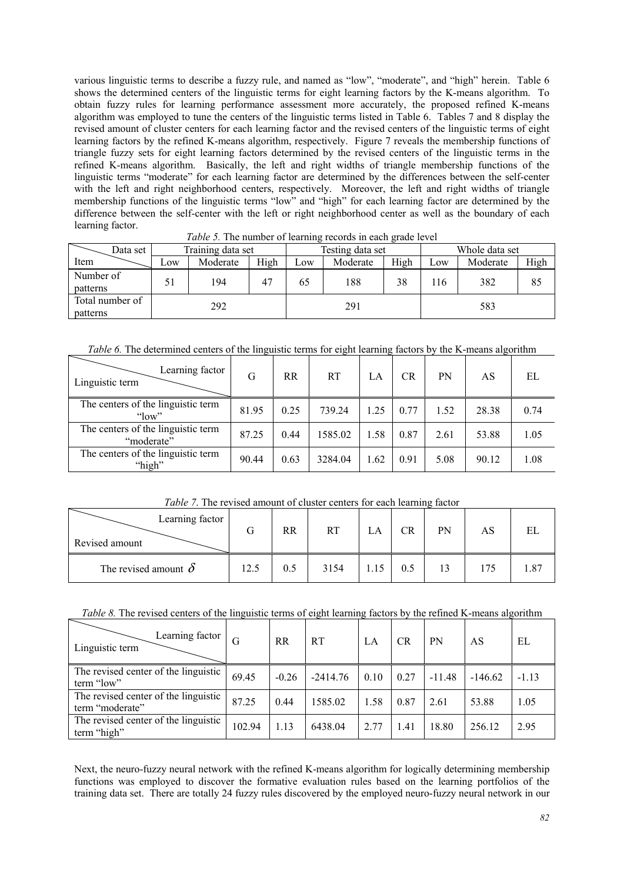various linguistic terms to describe a fuzzy rule, and named as "low", "moderate", and "high" herein. Table 6 shows the determined centers of the linguistic terms for eight learning factors by the K-means algorithm. To obtain fuzzy rules for learning performance assessment more accurately, the proposed refined K-means algorithm was employed to tune the centers of the linguistic terms listed in Table 6. Tables 7 and 8 display the revised amount of cluster centers for each learning factor and the revised centers of the linguistic terms of eight learning factors by the refined K-means algorithm, respectively. Figure 7 reveals the membership functions of triangle fuzzy sets for eight learning factors determined by the revised centers of the linguistic terms in the refined K-means algorithm. Basically, the left and right widths of triangle membership functions of the linguistic terms "moderate" for each learning factor are determined by the differences between the self-center with the left and right neighborhood centers, respectively. Moreover, the left and right widths of triangle membership functions of the linguistic terms "low" and "high" for each learning factor are determined by the difference between the self-center with the left or right neighborhood center as well as the boundary of each learning factor.

*Table 5.* The number of learning records in each grade level

| Data set / Item | Training data set | | | Testing data set | | | Whole data set | | |
|---|---|---|---|---|---|---|---|---|---|
| | Low | Moderate | High | Low | Moderate | High | Low | Moderate | High |
| Number of patterns | 51 | 194 | 47 | 65 | 188 | 38 | 116 | 382 | 85 |
| Total number of patterns | 292 | | | 291 | | | 583 | | |

*Table 6.* The determined centers of the linguistic terms for eight learning factors by the K-means algorithm

| Linguistic term / Learning factor | G | RR | RT | LA | CR | PN | AS | EL |
|---|---|---|---|---|---|---|---|---|
| The centers of the linguistic term "low" | 81.95 | 0.25 | 739.24 | 1.25 | 0.77 | 1.52 | 28.38 | 0.74 |
| The centers of the linguistic term "moderate" | 87.25 | 0.44 | 1585.02 | 1.58 | 0.87 | 2.61 | 53.88 | 1.05 |
| The centers of the linguistic term "high" | 90.44 | 0.63 | 3284.04 | 1.62 | 0.91 | 5.08 | 90.12 | 1.08 |

*Table 7.* The revised amount of cluster centers for each learning factor

| Revised amount / Learning factor | G | RR | RT | LA | CR | PN | AS | EL |
|---|---|---|---|---|---|---|---|---|
| The revised amount $\delta$ | 12.5 | 0.5 | 3154 | 1.15 | 0.5 | 13 | 175 | 1.87 |

*Table 8.* The revised centers of the linguistic terms of eight learning factors by the refined K-means algorithm

| Linguistic term / Learning factor | G | RR | RT | LA | CR | PN | AS | EL |
|---|---|---|---|---|---|---|---|---|
| The revised center of the linguistic term "low" | 69.45 | -0.26 | -2414.76 | 0.10 | 0.27 | -11.48 | -146.62 | -1.13 |
| The revised center of the linguistic term "moderate" | 87.25 | 0.44 | 1585.02 | 1.58 | 0.87 | 2.61 | 53.88 | 1.05 |
| The revised center of the linguistic term "high" | 102.94 | 1.13 | 6438.04 | 2.77 | 1.41 | 18.80 | 256.12 | 2.95 |

Next, the neuro-fuzzy neural network with the refined K-means algorithm for logically determining membership functions was employed to discover the formative evaluation rules based on the learning portfolios of the training data set. There are totally 24 fuzzy rules discovered by the employed neuro-fuzzy neural network in our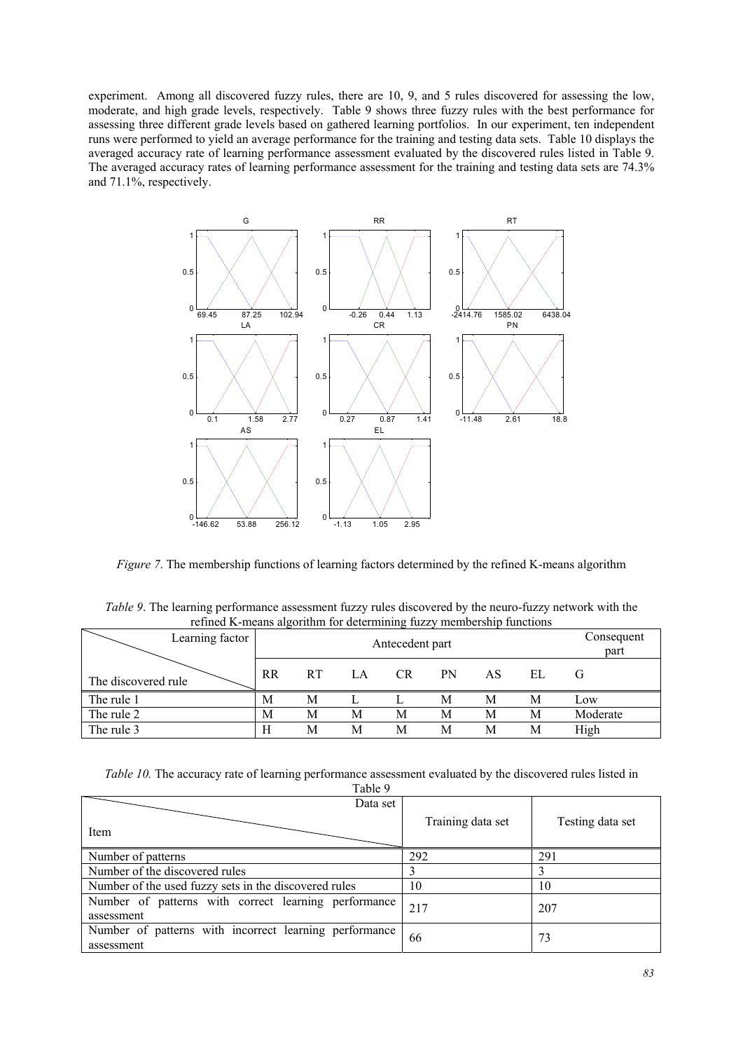experiment. Among all discovered fuzzy rules, there are 10, 9, and 5 rules discovered for assessing the low, moderate, and high grade levels, respectively. Table 9 shows three fuzzy rules with the best performance for assessing three different grade levels based on gathered learning portfolios. In our experiment, ten independent runs were performed to yield an average performance for the training and testing data sets. Table 10 displays the averaged accuracy rate of learning performance assessment evaluated by the discovered rules listed in Table 9. The averaged accuracy rates of learning performance assessment for the training and testing data sets are 74.3% and 71.1%, respectively.

*Figure 7.* The membership functions of learning factors determined by the refined K-means algorithm

*Table 9*. The learning performance assessment fuzzy rules discovered by the neuro-fuzzy network with the refined K-means algorithm for determining fuzzy membership functions

| Learning factor / The discovered rule | Antecedent part | | | | | | | Consequent part |
|---|---|---|---|---|---|---|---|---|
| | RR | RT | LA | CR | PN | AS | EL | G |
| The rule 1 | M | M | L | L | M | M | M | Low |
| The rule 2 | M | M | M | M | M | M | M | Moderate |
| The rule 3 | H | M | M | M | M | M | M | High |

*Table 10.* The accuracy rate of learning performance assessment evaluated by the discovered rules listed in Table 9

| Item / Data set | Training data set | Testing data set |
|---|---|---|
| Number of patterns | 292 | 291 |
| Number of the discovered rules | 3 | 3 |
| Number of the used fuzzy sets in the discovered rules | 10 | 10 |
| Number of patterns with correct learning performance assessment | 217 | 207 |
| Number of patterns with incorrect learning performance assessment | 66 | 73 |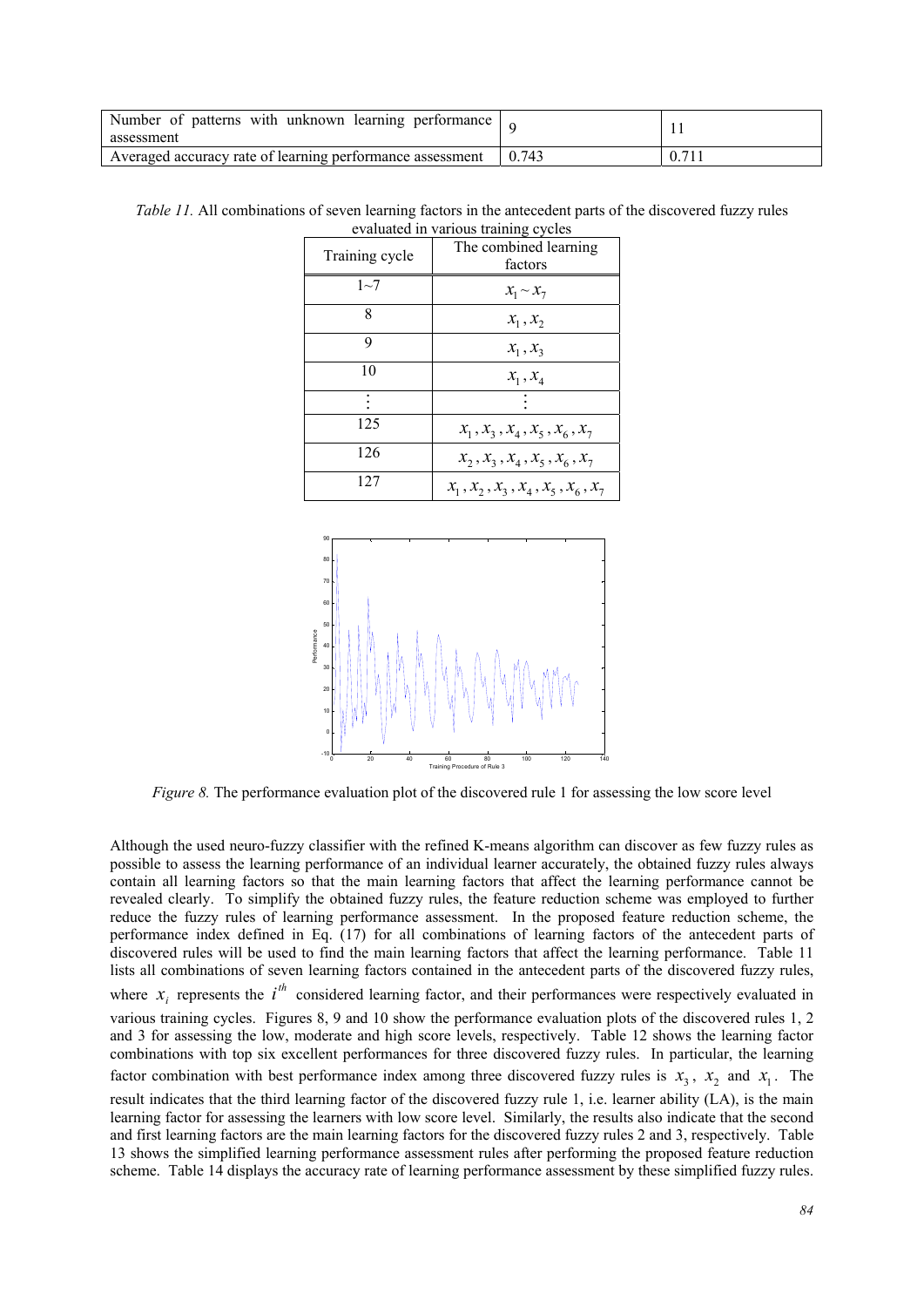| Number of patterns with unknown learning performance assessment | 9 | 11 |
|---|---|---|
| Averaged accuracy rate of learning performance assessment | 0.743 | 0.711 |

*Table 11.* All combinations of seven learning factors in the antecedent parts of the discovered fuzzy rules evaluated in various training cycles

| Training cycle | The combined learning factors |
|---|---|
| 1~7 | $x_1 \sim x_7$ |
| 8 | $x_1, x_2$ |
| 9 | $x_1, x_3$ |
| 10 | $x_1, x_4$ |
| ⋮ | ⋮ |
| 125 | $x_1, x_3, x_4, x_5, x_6, x_7$ |
| 126 | $x_2, x_3, x_4, x_5, x_6, x_7$ |
| 127 | $x_1, x_2, x_3, x_4, x_5, x_6, x_7$ |

*Figure 8.* The performance evaluation plot of the discovered rule 1 for assessing the low score level

Although the used neuro-fuzzy classifier with the refined K-means algorithm can discover as few fuzzy rules as possible to assess the learning performance of an individual learner accurately, the obtained fuzzy rules always contain all learning factors so that the main learning factors that affect the learning performance cannot be revealed clearly. To simplify the obtained fuzzy rules, the feature reduction scheme was employed to further reduce the fuzzy rules of learning performance assessment. In the proposed feature reduction scheme, the performance index defined in Eq. (17) for all combinations of learning factors of the antecedent parts of discovered rules will be used to find the main learning factors that affect the learning performance. Table 11 lists all combinations of seven learning factors contained in the antecedent parts of the discovered fuzzy rules, where $x_i$ represents the $i^{th}$ considered learning factor, and their performances were respectively evaluated in various training cycles. Figures 8, 9 and 10 show the performance evaluation plots of the discovered rules 1, 2 and 3 for assessing the low, moderate and high score levels, respectively. Table 12 shows the learning factor combinations with top six excellent performances for three discovered fuzzy rules. In particular, the learning factor combination with best performance index among three discovered fuzzy rules is $x_3$, $x_2$ and $x_1$. The result indicates that the third learning factor of the discovered fuzzy rule 1, i.e. learner ability (LA), is the main learning factor for assessing the learners with low score level. Similarly, the results also indicate that the second and first learning factors are the main learning factors for the discovered fuzzy rules 2 and 3, respectively. Table 13 shows the simplified learning performance assessment rules after performing the proposed feature reduction scheme. Table 14 displays the accuracy rate of learning performance assessment by these simplified fuzzy rules.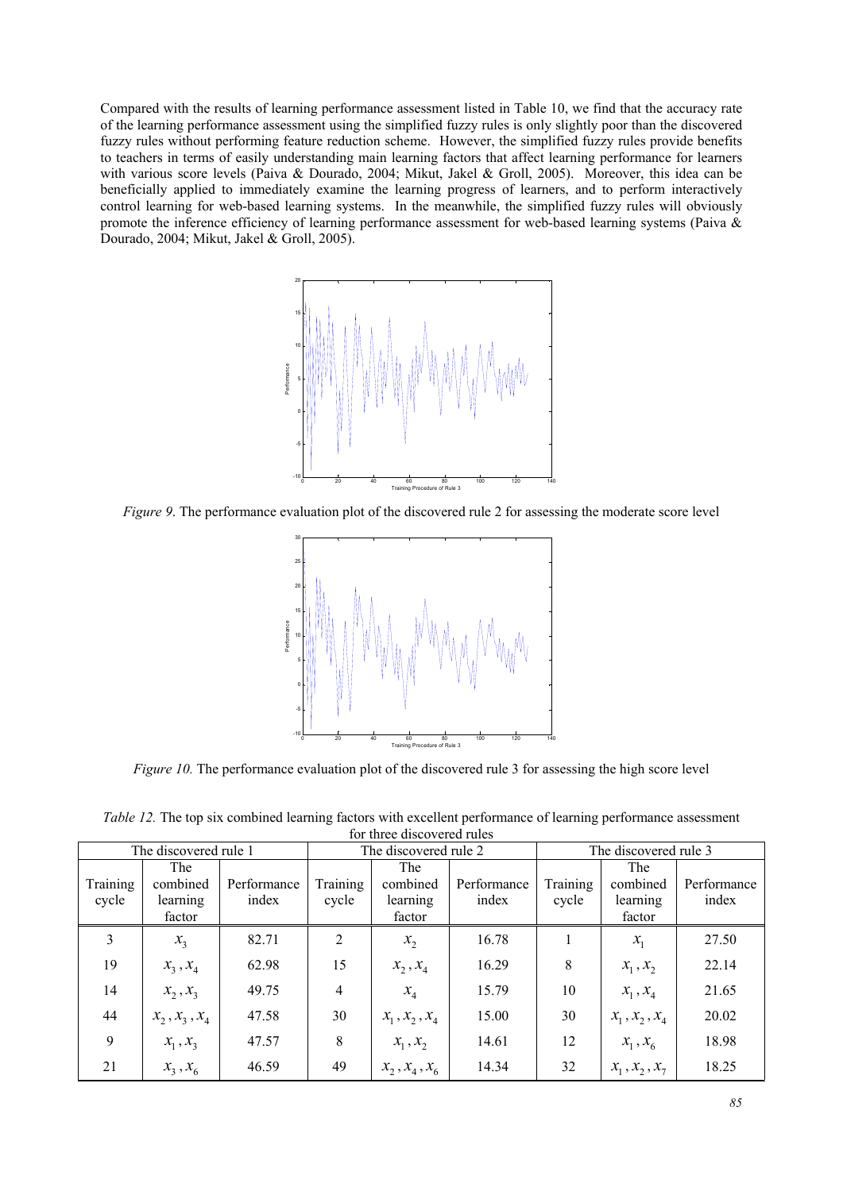Compared with the results of learning performance assessment listed in Table 10, we find that the accuracy rate of the learning performance assessment using the simplified fuzzy rules is only slightly poor than the discovered fuzzy rules without performing feature reduction scheme. However, the simplified fuzzy rules provide benefits to teachers in terms of easily understanding main learning factors that affect learning performance for learners with various score levels (Paiva & Dourado, 2004; Mikut, Jakel & Groll, 2005). Moreover, this idea can be beneficially applied to immediately examine the learning progress of learners, and to perform interactively control learning for web-based learning systems. In the meanwhile, the simplified fuzzy rules will obviously promote the inference efficiency of learning performance assessment for web-based learning systems (Paiva & Dourado, 2004; Mikut, Jakel & Groll, 2005).

*Figure 9*. The performance evaluation plot of the discovered rule 2 for assessing the moderate score level

*Figure 10.* The performance evaluation plot of the discovered rule 3 for assessing the high score level

*Table 12.* The top six combined learning factors with excellent performance of learning performance assessment for three discovered rules

| The discovered rule 1 | | | The discovered rule 2 | | | The discovered rule 3 | | |
|---|---|---|---|---|---|---|---|---|
| Training cycle | The combined learning factor | Performance index | Training cycle | The combined learning factor | Performance index | Training cycle | The combined learning factor | Performance index |
| 3 | $x_3$ | 82.71 | 2 | $x_2$ | 16.78 | 1 | $x_1$ | 27.50 |
| 19 | $x_3, x_4$ | 62.98 | 15 | $x_2, x_4$ | 16.29 | 8 | $x_1, x_2$ | 22.14 |
| 14 | $x_2, x_3$ | 49.75 | 4 | $x_4$ | 15.79 | 10 | $x_1, x_4$ | 21.65 |
| 44 | $x_2, x_3, x_4$ | 47.58 | 30 | $x_1, x_2, x_4$ | 15.00 | 30 | $x_1, x_2, x_4$ | 20.02 |
| 9 | $x_1, x_3$ | 47.57 | 8 | $x_1, x_2$ | 14.61 | 12 | $x_1, x_6$ | 18.98 |
| 21 | $x_3, x_6$ | 46.59 | 49 | $x_2, x_4, x_6$ | 14.34 | 32 | $x_1, x_2, x_7$ | 18.25 |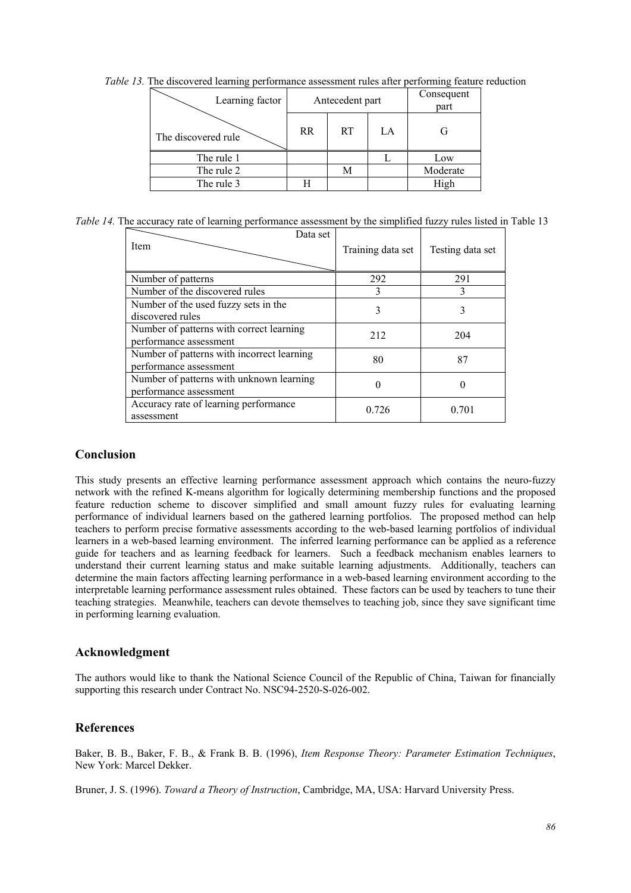*Table 13.* The discovered learning performance assessment rules after performing feature reduction

| Learning factor / The discovered rule | Antecedent part | | | Consequent part |
|---|---|---|---|---|
| | RR | RT | LA | G |
| The rule 1 | | | L | Low |
| The rule 2 | | M | | Moderate |
| The rule 3 | H | | | High |

*Table 14.* The accuracy rate of learning performance assessment by the simplified fuzzy rules listed in Table 13

| Item / Data set | Training data set | Testing data set |
|---|---|---|
| Number of patterns | 292 | 291 |
| Number of the discovered rules | 3 | 3 |
| Number of the used fuzzy sets in the discovered rules | 3 | 3 |
| Number of patterns with correct learning performance assessment | 212 | 204 |
| Number of patterns with incorrect learning performance assessment | 80 | 87 |
| Number of patterns with unknown learning performance assessment | 0 | 0 |
| Accuracy rate of learning performance assessment | 0.726 | 0.701 |

## Conclusion

This study presents an effective learning performance assessment approach which contains the neuro-fuzzy network with the refined K-means algorithm for logically determining membership functions and the proposed feature reduction scheme to discover simplified and small amount fuzzy rules for evaluating learning performance of individual learners based on the gathered learning portfolios. The proposed method can help teachers to perform precise formative assessments according to the web-based learning portfolios of individual learners in a web-based learning environment. The inferred learning performance can be applied as a reference guide for teachers and as learning feedback for learners. Such a feedback mechanism enables learners to understand their current learning status and make suitable learning adjustments. Additionally, teachers can determine the main factors affecting learning performance in a web-based learning environment according to the interpretable learning performance assessment rules obtained. These factors can be used by teachers to tune their teaching strategies. Meanwhile, teachers can devote themselves to teaching job, since they save significant time in performing learning evaluation.

## Acknowledgment

The authors would like to thank the National Science Council of the Republic of China, Taiwan for financially supporting this research under Contract No. NSC94-2520-S-026-002.

## References

Baker, B. B., Baker, F. B., & Frank B. B. (1996), *Item Response Theory: Parameter Estimation Techniques*, New York: Marcel Dekker.

Bruner, J. S. (1996). *Toward a Theory of Instruction*, Cambridge, MA, USA: Harvard University Press.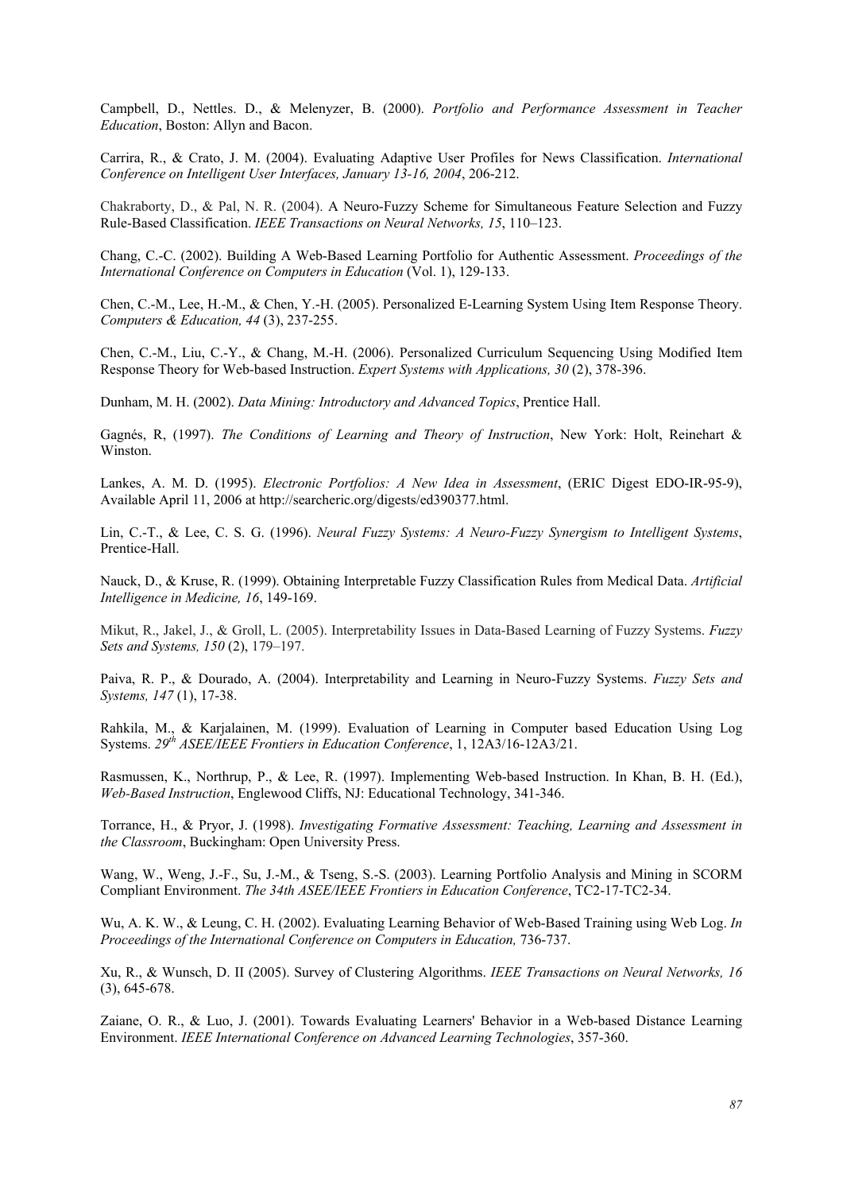Campbell, D., Nettles. D., & Melenyzer, B. (2000). *Portfolio and Performance Assessment in Teacher Education*, Boston: Allyn and Bacon.

Carrira, R., & Crato, J. M. (2004). Evaluating Adaptive User Profiles for News Classification. *International Conference on Intelligent User Interfaces, January 13-16, 2004*, 206-212.

Chakraborty, D., & Pal, N. R. (2004). A Neuro-Fuzzy Scheme for Simultaneous Feature Selection and Fuzzy Rule-Based Classification. *IEEE Transactions on Neural Networks, 15*, 110–123.

Chang, C.-C. (2002). Building A Web-Based Learning Portfolio for Authentic Assessment. *Proceedings of the International Conference on Computers in Education* (Vol. 1), 129-133.

Chen, C.-M., Lee, H.-M., & Chen, Y.-H. (2005). Personalized E-Learning System Using Item Response Theory. *Computers & Education, 44* (3), 237-255.

Chen, C.-M., Liu, C.-Y., & Chang, M.-H. (2006). Personalized Curriculum Sequencing Using Modified Item Response Theory for Web-based Instruction. *Expert Systems with Applications, 30* (2), 378-396.

Dunham, M. H. (2002). *Data Mining: Introductory and Advanced Topics*, Prentice Hall.

Gagnés, R, (1997). *The Conditions of Learning and Theory of Instruction*, New York: Holt, Reinehart & Winston.

Lankes, A. M. D. (1995). *Electronic Portfolios: A New Idea in Assessment*, (ERIC Digest EDO-IR-95-9), Available April 11, 2006 at http://searcheric.org/digests/ed390377.html.

Lin, C.-T., & Lee, C. S. G. (1996). *Neural Fuzzy Systems: A Neuro-Fuzzy Synergism to Intelligent Systems*, Prentice-Hall.

Nauck, D., & Kruse, R. (1999). Obtaining Interpretable Fuzzy Classification Rules from Medical Data. *Artificial Intelligence in Medicine, 16*, 149-169.

Mikut, R., Jakel, J., & Groll, L. (2005). Interpretability Issues in Data-Based Learning of Fuzzy Systems. *Fuzzy Sets and Systems, 150* (2), 179–197.

Paiva, R. P., & Dourado, A. (2004). Interpretability and Learning in Neuro-Fuzzy Systems. *Fuzzy Sets and Systems, 147* (1), 17-38.

Rahkila, M., & Karjalainen, M. (1999). Evaluation of Learning in Computer based Education Using Log Systems. *29th ASEE/IEEE Frontiers in Education Conference*, 1, 12A3/16-12A3/21.

Rasmussen, K., Northrup, P., & Lee, R. (1997). Implementing Web-based Instruction. In Khan, B. H. (Ed.), *Web-Based Instruction*, Englewood Cliffs, NJ: Educational Technology, 341-346.

Torrance, H., & Pryor, J. (1998). *Investigating Formative Assessment: Teaching, Learning and Assessment in the Classroom*, Buckingham: Open University Press.

Wang, W., Weng, J.-F., Su, J.-M., & Tseng, S.-S. (2003). Learning Portfolio Analysis and Mining in SCORM Compliant Environment. *The 34th ASEE/IEEE Frontiers in Education Conference*, TC2-17-TC2-34.

Wu, A. K. W., & Leung, C. H. (2002). Evaluating Learning Behavior of Web-Based Training using Web Log. *In Proceedings of the International Conference on Computers in Education,* 736-737.

Xu, R., & Wunsch, D. II (2005). Survey of Clustering Algorithms. *IEEE Transactions on Neural Networks, 16* (3), 645-678.

Zaiane, O. R., & Luo, J. (2001). Towards Evaluating Learners' Behavior in a Web-based Distance Learning Environment. *IEEE International Conference on Advanced Learning Technologies*, 357-360.